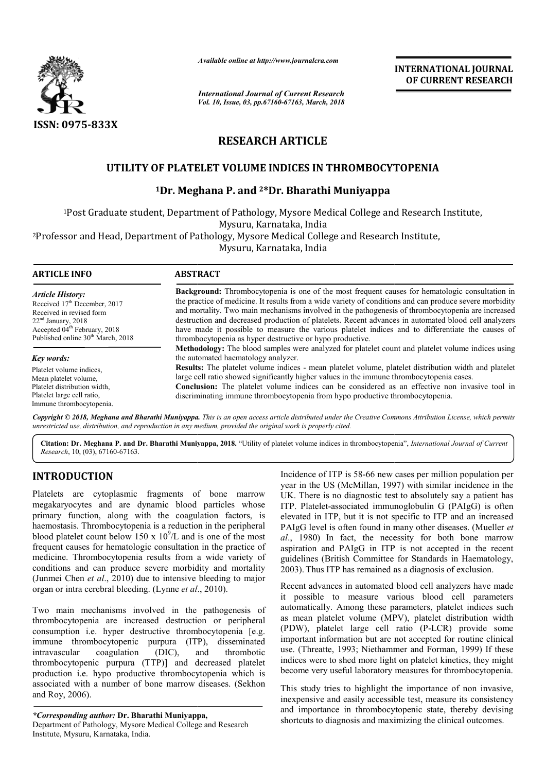*Available online at http://www.journalcra.com*

*International Journal of Current Research*

INTERNATIONAL JOURNAL OF CURRENT RESEARCH

ISSN: 0975-833X

# RESEARCH ARTICLE

## UTILITY OF PLATELET VOLUME INDICES IN THROMBOCYTOPENIA

**[1]Dr. Meghana P. and [2]*Dr. Bharathi Muniyappa**

[1]Post Graduate student, Department of Pathology, Mysore Medical College and Research Institute, Mysuru, Karnataka, India

[2]Professor and Head, Department of Pathology, Mysore Medical College and Research Institute, Mysuru, Karnataka, India

**ARTICLE INFO**

*Article History:*

Received 17th December, 2017
Received in revised form 22nd January, 2018
Accepted 04th February, 2018
Published online 30th March, 2018

*Key words:*

Platelet volume indices,
Mean platelet volume,
Platelet distribution width,
Platelet large cell ratio,
Immune thrombocytopenia.

**ABSTRACT**

**Background:** Thrombocytopenia is one of the most frequent causes for hematologic consultation in the practice of medicine. It results from a wide variety of conditions and can produce severe morbidity and mortality. Two main mechanisms involved in the pathogenesis of thrombocytopenia are increased destruction and decreased production of platelets. Recent advances in automated blood cell analyzers have made it possible to measure the various platelet indices and to differentiate the causes of thrombocytopenia as hyper destructive or hypo productive.

**Methodology:** The blood samples were analyzed for platelet count and platelet volume indices using the automated haematology analyzer.

**Results:** The platelet volume indices - mean platelet volume, platelet distribution width and platelet large cell ratio showed significantly higher values in the immune thrombocytopenia cases.

**Conclusion:** The platelet volume indices can be considered as an effective non invasive tool in discriminating immune thrombocytopenia from hypo productive thrombocytopenia.

*Copyright © 2018, Meghana and Bharathi Muniyappa. This is an open access article distributed under the Creative Commons Attribution License, which permits unrestricted use, distribution, and reproduction in any medium, provided the original work is properly cited.*

**Citation: Dr. Meghana P. and Dr. Bharathi Muniyappa, 2018.** "Utility of platelet volume indices in thrombocytopenia", *International Journal of Current Research*, 10, (03), 67160-67163.

# INTRODUCTION

Platelets are cytoplasmic fragments of bone marrow megakaryocytes and are dynamic blood particles whose primary function, along with the coagulation factors, is haemostasis. Thrombocytopenia is a reduction in the peripheral blood platelet count below 150 x $10^9$/L and is one of the most frequent causes for hematologic consultation in the practice of medicine. Thrombocytopenia results from a wide variety of conditions and can produce severe morbidity and mortality (Junmei Chen *et al*., 2010) due to intensive bleeding to major organ or intra cerebral bleeding. (Lynne *et al*., 2010).

Two main mechanisms involved in the pathogenesis of thrombocytopenia are increased destruction or peripheral consumption i.e. hyper destructive thrombocytopenia [e.g. immune thrombocytopenic purpura (ITP), disseminated intravascular coagulation (DIC), and thrombotic thrombocytopenic purpura (TTP)] and decreased platelet production i.e. hypo productive thrombocytopenia which is associated with a number of bone marrow diseases. (Sekhon and Roy, 2006).

Incidence of ITP is 58-66 new cases per million population per year in the US (McMillan, 1997) with similar incidence in the UK. There is no diagnostic test to absolutely say a patient has ITP. Platelet-associated immunoglobulin G (PAIgG) is often elevated in ITP, but it is not specific to ITP and an increased PAIgG level is often found in many other diseases. (Mueller *et al*., 1980) In fact, the necessity for both bone marrow aspiration and PAIgG in ITP is not accepted in the recent guidelines (British Committee for Standards in Haematology, 2003). Thus ITP has remained as a diagnosis of exclusion.

Recent advances in automated blood cell analyzers have made it possible to measure various blood cell parameters automatically. Among these parameters, platelet indices such as mean platelet volume (MPV), platelet distribution width (PDW), platelet large cell ratio (P-LCR) provide some important information but are not accepted for routine clinical use. (Threatte, 1993; Niethammer and Forman, 1999) If these indices were to shed more light on platelet kinetics, they might become very useful laboratory measures for thrombocytopenia.

This study tries to highlight the importance of non invasive, inexpensive and easily accessible test, measure its consistency and importance in thrombocytopenic state, thereby devising shortcuts to diagnosis and maximizing the clinical outcomes.

**\*Corresponding author: Dr. Bharathi Muniyappa,**
Department of Pathology, Mysore Medical College and Research Institute, Mysuru, Karnataka, India.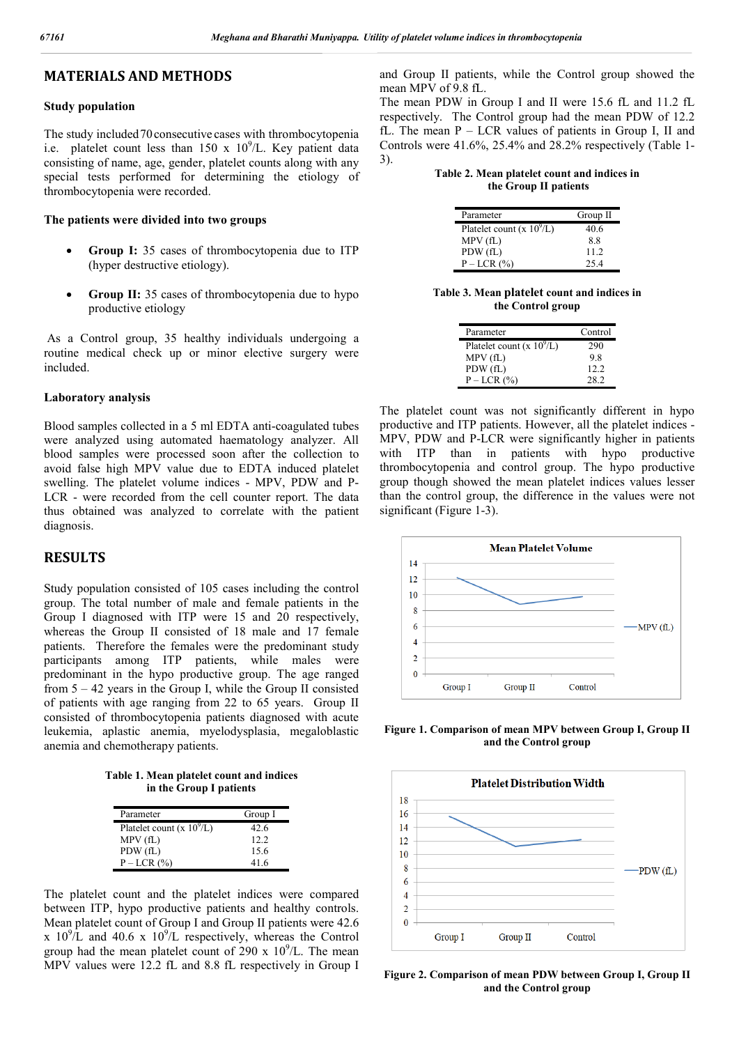## MATERIALS AND METHODS

### Study population

The study included 70 consecutive cases with thrombocytopenia i.e. platelet count less than 150 x $10^9$/L. Key patient data consisting of name, age, gender, platelet counts along with any special tests performed for determining the etiology of thrombocytopenia were recorded.

### The patients were divided into two groups

- **Group I:** 35 cases of thrombocytopenia due to ITP (hyper destructive etiology).
- **Group II:** 35 cases of thrombocytopenia due to hypo productive etiology

As a Control group, 35 healthy individuals undergoing a routine medical check up or minor elective surgery were included.

### Laboratory analysis

Blood samples collected in a 5 ml EDTA anti-coagulated tubes were analyzed using automated haematology analyzer. All blood samples were processed soon after the collection to avoid false high MPV value due to EDTA induced platelet swelling. The platelet volume indices - MPV, PDW and P-LCR - were recorded from the cell counter report. The data thus obtained was analyzed to correlate with the patient diagnosis.

## RESULTS

Study population consisted of 105 cases including the control group. The total number of male and female patients in the Group I diagnosed with ITP were 15 and 20 respectively, whereas the Group II consisted of 18 male and 17 female patients. Therefore the females were the predominant study participants among ITP patients, while males were predominant in the hypo productive group. The age ranged from 5 – 42 years in the Group I, while the Group II consisted of patients with age ranging from 22 to 65 years. Group II consisted of thrombocytopenia patients diagnosed with acute leukemia, aplastic anemia, myelodysplasia, megaloblastic anemia and chemotherapy patients.

**Table 1. Mean platelet count and indices in the Group I patients**

| Parameter | Group I |
|---|---|
| Platelet count (x $10^9$/L) | 42.6 |
| MPV (fL) | 12.2 |
| PDW (fL) | 15.6 |
| P – LCR (%) | 41.6 |

The platelet count and the platelet indices were compared between ITP, hypo productive patients and healthy controls. Mean platelet count of Group I and Group II patients were 42.6 x $10^9$/L and 40.6 x $10^9$/L respectively, whereas the Control group had the mean platelet count of 290 x $10^9$/L. The mean MPV values were 12.2 fL and 8.8 fL respectively in Group I and Group II patients, while the Control group showed the mean MPV of 9.8 fL.

The mean PDW in Group I and II were 15.6 fL and 11.2 fL respectively. The Control group had the mean PDW of 12.2 fL. The mean P – LCR values of patients in Group I, II and Controls were 41.6%, 25.4% and 28.2% respectively (Table 1-3).

**Table 2. Mean platelet count and indices in the Group II patients**

| Parameter | Group II |
|---|---|
| Platelet count (x $10^9$/L) | 40.6 |
| MPV (fL) | 8.8 |
| PDW (fL) | 11.2 |
| P – LCR (%) | 25.4 |

**Table 3. Mean platelet count and indices in the Control group**

| Parameter | Control |
|---|---|
| Platelet count (x $10^9$/L) | 290 |
| MPV (fL) | 9.8 |
| PDW (fL) | 12.2 |
| P – LCR (%) | 28.2 |

The platelet count was not significantly different in hypo productive and ITP patients. However, all the platelet indices - MPV, PDW and P-LCR were significantly higher in patients with ITP than in patients with hypo productive thrombocytopenia and control group. The hypo productive group though showed the mean platelet indices values lesser than the control group, the difference in the values were not significant (Figure 1-3).

**Figure 1. Comparison of mean MPV between Group I, Group II and the Control group**

**Figure 2. Comparison of mean PDW between Group I, Group II and the Control group**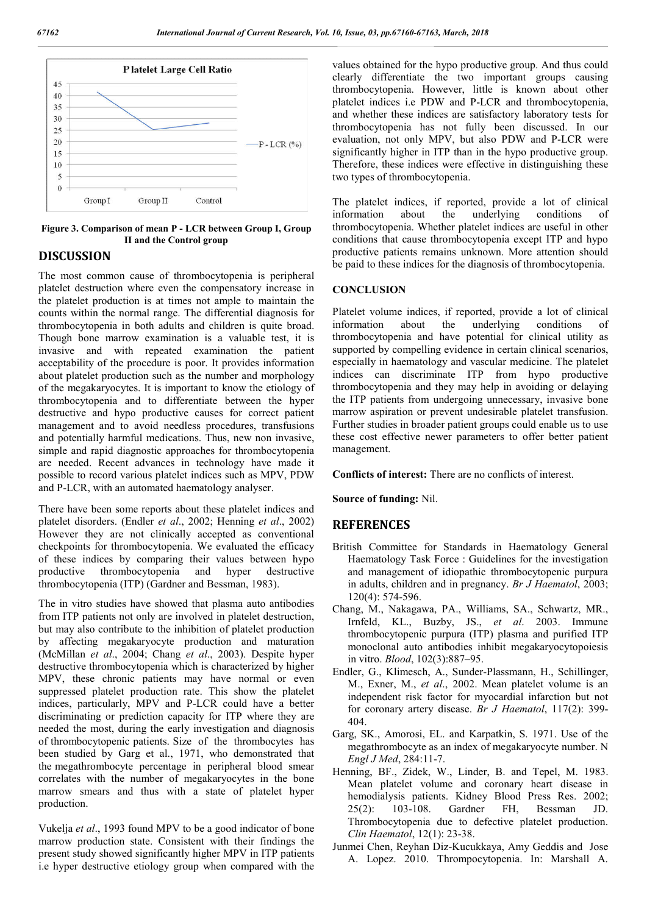Figure 3. Comparison of mean P - LCR between Group I, Group II and the Control group

## DISCUSSION

The most common cause of thrombocytopenia is peripheral platelet destruction where even the compensatory increase in the platelet production is at times not ample to maintain the counts within the normal range. The differential diagnosis for thrombocytopenia in both adults and children is quite broad. Though bone marrow examination is a valuable test, it is invasive and with repeated examination the patient acceptability of the procedure is poor. It provides information about platelet production such as the number and morphology of the megakaryocytes. It is important to know the etiology of thrombocytopenia and to differentiate between the hyper destructive and hypo productive causes for correct patient management and to avoid needless procedures, transfusions and potentially harmful medications. Thus, new non invasive, simple and rapid diagnostic approaches for thrombocytopenia are needed. Recent advances in technology have made it possible to record various platelet indices such as MPV, PDW and P-LCR, with an automated haematology analyser.

There have been some reports about these platelet indices and platelet disorders. (Endler *et al*., 2002; Henning *et al*., 2002) However they are not clinically accepted as conventional checkpoints for thrombocytopenia. We evaluated the efficacy of these indices by comparing their values between hypo productive thrombocytopenia and hyper destructive thrombocytopenia (ITP) (Gardner and Bessman, 1983).

The in vitro studies have showed that plasma auto antibodies from ITP patients not only are involved in platelet destruction, but may also contribute to the inhibition of platelet production by affecting megakaryocyte production and maturation (McMillan *et al*., 2004; Chang *et al*., 2003). Despite hyper destructive thrombocytopenia which is characterized by higher MPV, these chronic patients may have normal or even suppressed platelet production rate. This show the platelet indices, particularly, MPV and P-LCR could have a better discriminating or prediction capacity for ITP where they are needed the most, during the early investigation and diagnosis of thrombocytopenic patients. Size of the thrombocytes has been studied by Garg et al., 1971, who demonstrated that the megathrombocyte percentage in peripheral blood smear correlates with the number of megakaryocytes in the bone marrow smears and thus with a state of platelet hyper production.

Vukelja *et al*., 1993 found MPV to be a good indicator of bone marrow production state. Consistent with their findings the present study showed significantly higher MPV in ITP patients i.e hyper destructive etiology group when compared with the values obtained for the hypo productive group. And thus could clearly differentiate the two important groups causing thrombocytopenia. However, little is known about other platelet indices i.e PDW and P-LCR and thrombocytopenia, and whether these indices are satisfactory laboratory tests for thrombocytopenia has not fully been discussed. In our evaluation, not only MPV, but also PDW and P-LCR were significantly higher in ITP than in the hypo productive group. Therefore, these indices were effective in distinguishing these two types of thrombocytopenia.

The platelet indices, if reported, provide a lot of clinical information about the underlying conditions of thrombocytopenia. Whether platelet indices are useful in other conditions that cause thrombocytopenia except ITP and hypo productive patients remains unknown. More attention should be paid to these indices for the diagnosis of thrombocytopenia.

## CONCLUSION

Platelet volume indices, if reported, provide a lot of clinical information about the underlying conditions of thrombocytopenia and have potential for clinical utility as supported by compelling evidence in certain clinical scenarios, especially in haematology and vascular medicine. The platelet indices can discriminate ITP from hypo productive thrombocytopenia and they may help in avoiding or delaying the ITP patients from undergoing unnecessary, invasive bone marrow aspiration or prevent undesirable platelet transfusion. Further studies in broader patient groups could enable us to use these cost effective newer parameters to offer better patient management.

**Conflicts of interest:** There are no conflicts of interest.

**Source of funding:** Nil.

## REFERENCES

- British Committee for Standards in Haematology General Haematology Task Force : Guidelines for the investigation and management of idiopathic thrombocytopenic purpura in adults, children and in pregnancy. *Br J Haematol*, 2003; 120(4): 574-596.
- Chang, M., Nakagawa, PA., Williams, SA., Schwartz, MR., Irnfeld, KL., Buzby, JS., *et al*. 2003. Immune thrombocytopenic purpura (ITP) plasma and purified ITP monoclonal auto antibodies inhibit megakaryocytopoiesis in vitro. *Blood*, 102(3):887–95.
- Endler, G., Klimesch, A., Sunder-Plassmann, H., Schillinger, M., Exner, M., *et al*., 2002. Mean platelet volume is an independent risk factor for myocardial infarction but not for coronary artery disease. *Br J Haematol*, 117(2): 399-404.
- Garg, SK., Amorosi, EL. and Karpatkin, S. 1971. Use of the megathrombocyte as an index of megakaryocyte number. N *Engl J Med*, 284:11-7.
- Henning, BF., Zidek, W., Linder, B. and Tepel, M. 1983. Mean platelet volume and coronary heart disease in hemodialysis patients. Kidney Blood Press Res. 2002; 25(2): 103-108. Gardner FH, Bessman JD. Thrombocytopenia due to defective platelet production. *Clin Haematol*, 12(1): 23-38.
- Junmei Chen, Reyhan Diz-Kucukkaya, Amy Geddis and Jose A. Lopez. 2010. Thrompocytopenia. In: Marshall A.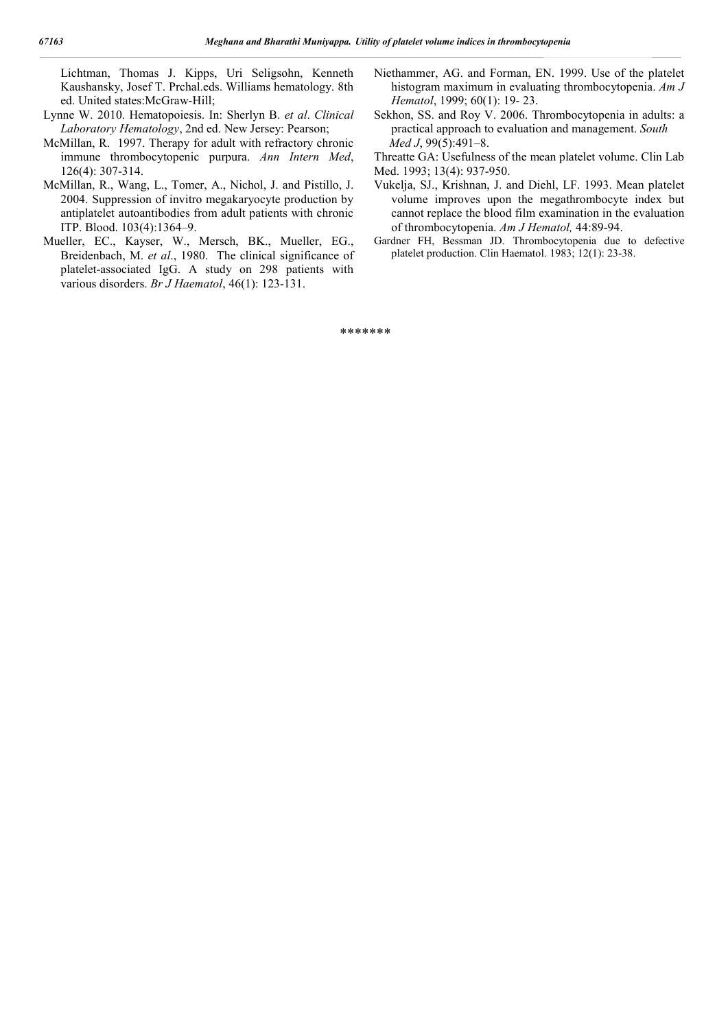Lichtman, Thomas J. Kipps, Uri Seligsohn, Kenneth Kaushansky, Josef T. Prchal.eds. Williams hematology. 8th ed. United states:McGraw-Hill;

Lynne W. 2010. Hematopoiesis. In: Sherlyn B. *et al*. *Clinical Laboratory Hematology*, 2nd ed. New Jersey: Pearson;

McMillan, R. 1997. Therapy for adult with refractory chronic immune thrombocytopenic purpura. *Ann Intern Med*, 126(4): 307-314.

McMillan, R., Wang, L., Tomer, A., Nichol, J. and Pistillo, J. 2004. Suppression of invitro megakaryocyte production by antiplatelet autoantibodies from adult patients with chronic ITP. Blood. 103(4):1364–9.

Mueller, EC., Kayser, W., Mersch, BK., Mueller, EG., Breidenbach, M. *et al*., 1980. The clinical significance of platelet-associated IgG. A study on 298 patients with various disorders. *Br J Haematol*, 46(1): 123-131.

Niethammer, AG. and Forman, EN. 1999. Use of the platelet histogram maximum in evaluating thrombocytopenia. *Am J Hematol*, 1999; 60(1): 19- 23.

Sekhon, SS. and Roy V. 2006. Thrombocytopenia in adults: a practical approach to evaluation and management. *South Med J*, 99(5):491–8.

Threatte GA: Usefulness of the mean platelet volume. Clin Lab Med. 1993; 13(4): 937-950.

Vukelja, SJ., Krishnan, J. and Diehl, LF. 1993. Mean platelet volume improves upon the megathrombocyte index but cannot replace the blood film examination in the evaluation of thrombocytopenia. *Am J Hematol,* 44:89-94.

Gardner FH, Bessman JD. Thrombocytopenia due to defective platelet production. Clin Haematol. 1983; 12(1): 23-38.

*******